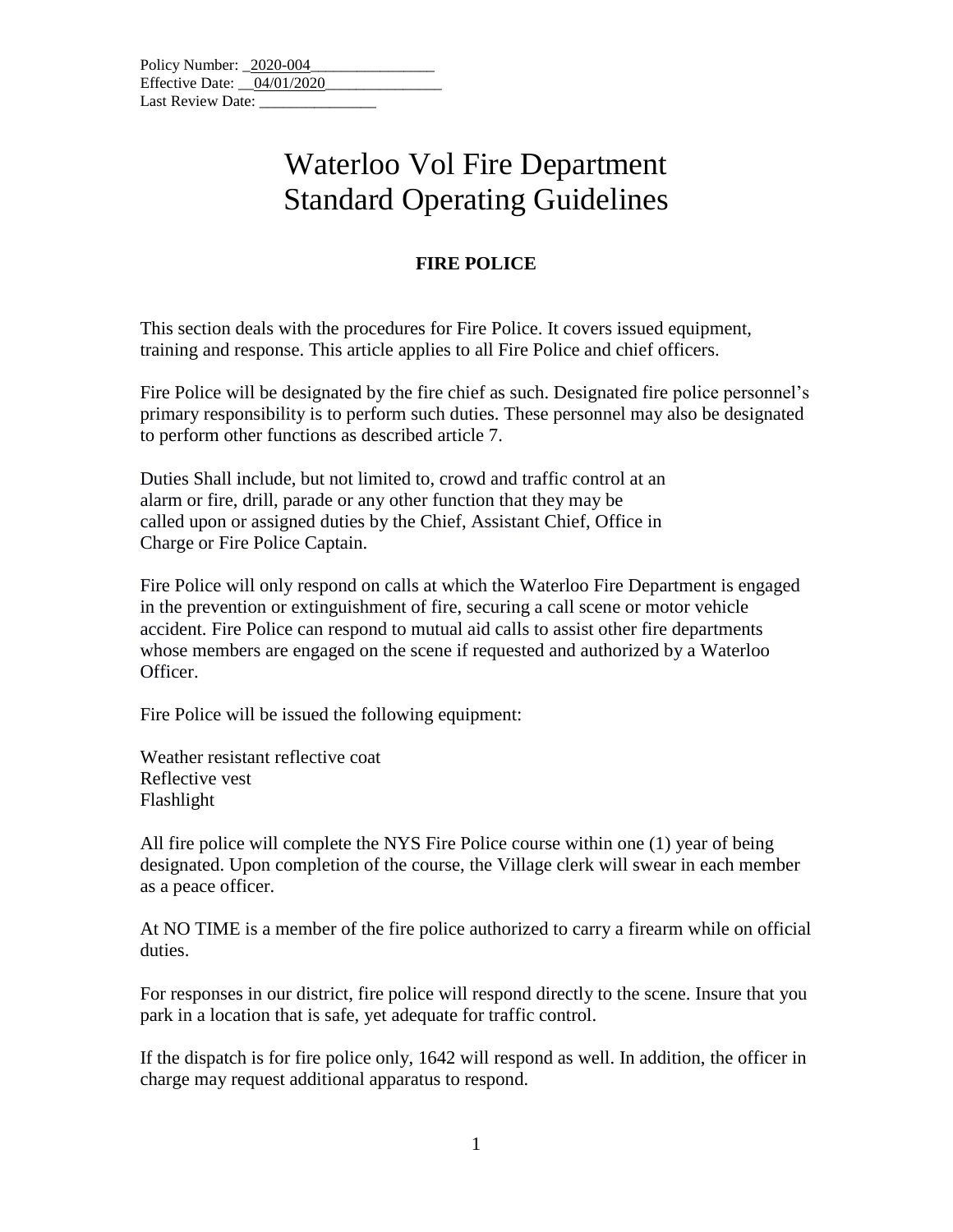Policy Number: _2020-004_______________
Effective Date: __04/01/2020______________
Last Review Date: _______________

# Waterloo Vol Fire Department Standard Operating Guidelines

## FIRE POLICE

This section deals with the procedures for Fire Police. It covers issued equipment, training and response. This article applies to all Fire Police and chief officers.

Fire Police will be designated by the fire chief as such. Designated fire police personnel's primary responsibility is to perform such duties. These personnel may also be designated to perform other functions as described article 7.

Duties Shall include, but not limited to, crowd and traffic control at an alarm or fire, drill, parade or any other function that they may be called upon or assigned duties by the Chief, Assistant Chief, Office in Charge or Fire Police Captain.

Fire Police will only respond on calls at which the Waterloo Fire Department is engaged in the prevention or extinguishment of fire, securing a call scene or motor vehicle accident. Fire Police can respond to mutual aid calls to assist other fire departments whose members are engaged on the scene if requested and authorized by a Waterloo Officer.

Fire Police will be issued the following equipment:

Weather resistant reflective coat
Reflective vest
Flashlight

All fire police will complete the NYS Fire Police course within one (1) year of being designated. Upon completion of the course, the Village clerk will swear in each member as a peace officer.

At NO TIME is a member of the fire police authorized to carry a firearm while on official duties.

For responses in our district, fire police will respond directly to the scene. Insure that you park in a location that is safe, yet adequate for traffic control.

If the dispatch is for fire police only, 1642 will respond as well. In addition, the officer in charge may request additional apparatus to respond.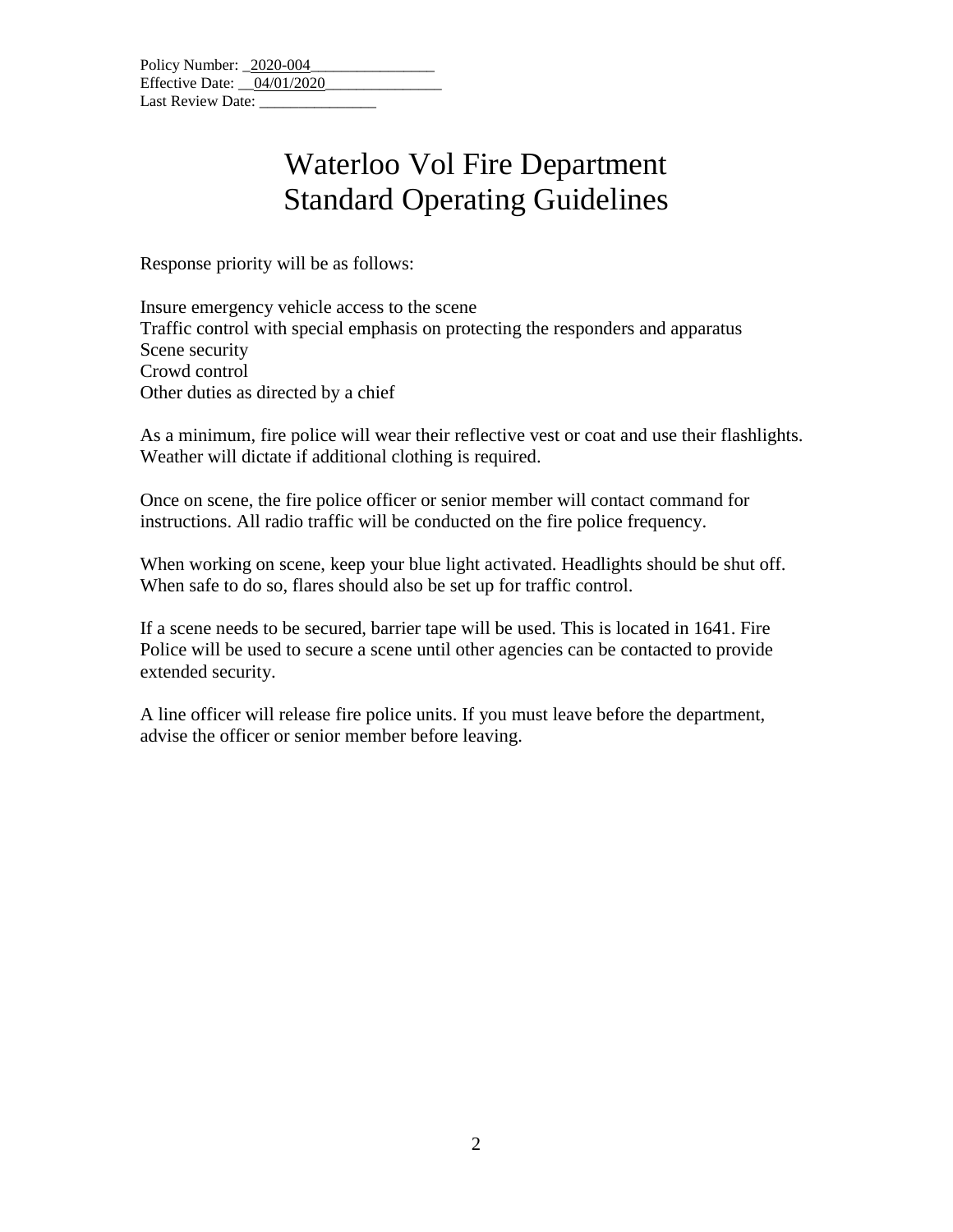Policy Number: _2020-004________________
Effective Date: __04/01/2020_______________
Last Review Date: _______________

# Waterloo Vol Fire Department
# Standard Operating Guidelines

Response priority will be as follows:

Insure emergency vehicle access to the scene
Traffic control with special emphasis on protecting the responders and apparatus
Scene security
Crowd control
Other duties as directed by a chief

As a minimum, fire police will wear their reflective vest or coat and use their flashlights. Weather will dictate if additional clothing is required.

Once on scene, the fire police officer or senior member will contact command for instructions. All radio traffic will be conducted on the fire police frequency.

When working on scene, keep your blue light activated. Headlights should be shut off. When safe to do so, flares should also be set up for traffic control.

If a scene needs to be secured, barrier tape will be used. This is located in 1641. Fire Police will be used to secure a scene until other agencies can be contacted to provide extended security.

A line officer will release fire police units. If you must leave before the department, advise the officer or senior member before leaving.